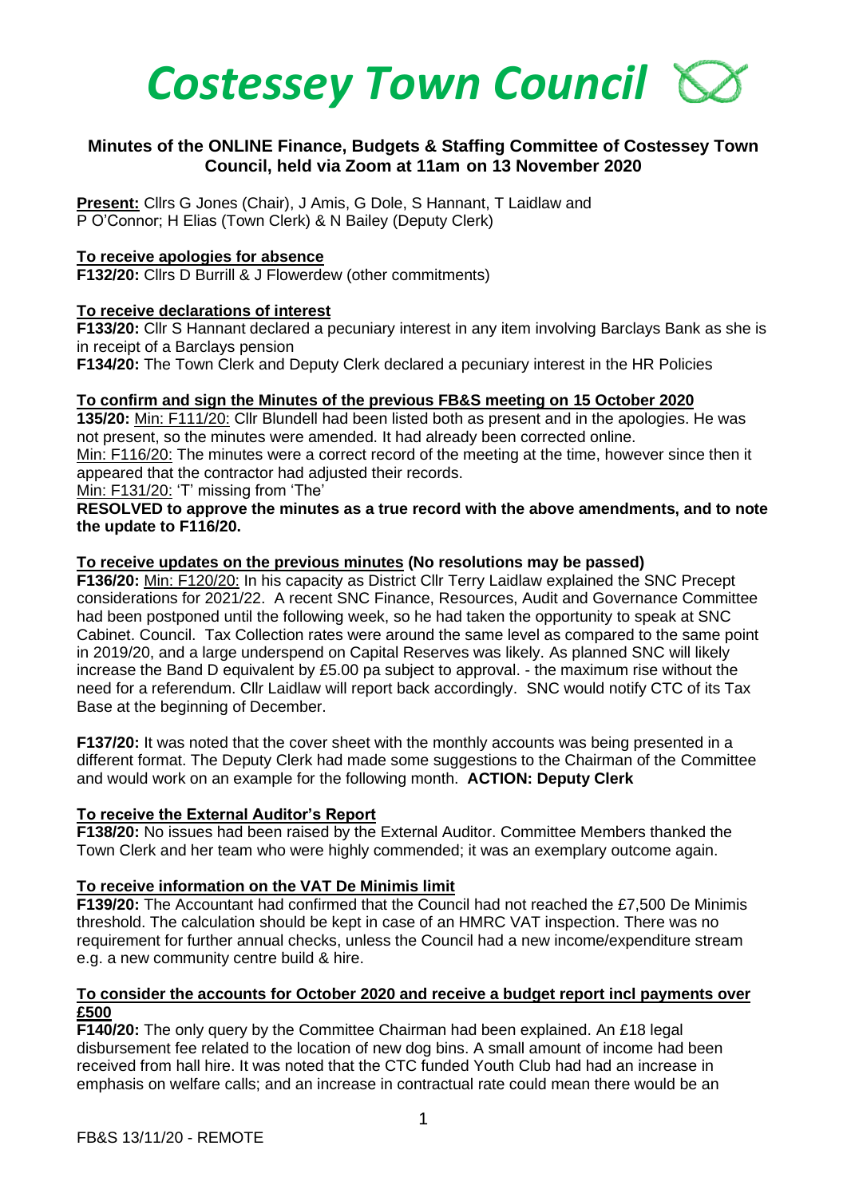# *Costessey Town Council*

## Minutes of the ONLINE Finance, Budgets & Staffing Committee of Costessey Town Council, held via Zoom at 11am on 13 November 2020

**Present:** Cllrs G Jones (Chair), J Amis, G Dole, S Hannant, T Laidlaw and P O'Connor; H Elias (Town Clerk) & N Bailey (Deputy Clerk)

**To receive apologies for absence**

**F132/20:** Cllrs D Burrill & J Flowerdew (other commitments)

**To receive declarations of interest**

**F133/20:** Cllr S Hannant declared a pecuniary interest in any item involving Barclays Bank as she is in receipt of a Barclays pension

**F134/20:** The Town Clerk and Deputy Clerk declared a pecuniary interest in the HR Policies

**To confirm and sign the Minutes of the previous FB&S meeting on 15 October 2020**

**135/20:** Min: F111/20: Cllr Blundell had been listed both as present and in the apologies. He was not present, so the minutes were amended. It had already been corrected online.

Min: F116/20: The minutes were a correct record of the meeting at the time, however since then it appeared that the contractor had adjusted their records.

Min: F131/20: 'T' missing from 'The'

**RESOLVED to approve the minutes as a true record with the above amendments, and to note the update to F116/20.**

**To receive updates on the previous minutes (No resolutions may be passed)**

**F136/20:** Min: F120/20: In his capacity as District Cllr Terry Laidlaw explained the SNC Precept considerations for 2021/22. A recent SNC Finance, Resources, Audit and Governance Committee had been postponed until the following week, so he had taken the opportunity to speak at SNC Cabinet. Council. Tax Collection rates were around the same level as compared to the same point in 2019/20, and a large underspend on Capital Reserves was likely. As planned SNC will likely increase the Band D equivalent by £5.00 pa subject to approval. - the maximum rise without the need for a referendum. Cllr Laidlaw will report back accordingly. SNC would notify CTC of its Tax Base at the beginning of December.

**F137/20:** It was noted that the cover sheet with the monthly accounts was being presented in a different format. The Deputy Clerk had made some suggestions to the Chairman of the Committee and would work on an example for the following month. **ACTION: Deputy Clerk**

**To receive the External Auditor's Report**

**F138/20:** No issues had been raised by the External Auditor. Committee Members thanked the Town Clerk and her team who were highly commended; it was an exemplary outcome again.

**To receive information on the VAT De Minimis limit**

**F139/20:** The Accountant had confirmed that the Council had not reached the £7,500 De Minimis threshold. The calculation should be kept in case of an HMRC VAT inspection. There was no requirement for further annual checks, unless the Council had a new income/expenditure stream e.g. a new community centre build & hire.

**To consider the accounts for October 2020 and receive a budget report incl payments over £500**

**F140/20:** The only query by the Committee Chairman had been explained. An £18 legal disbursement fee related to the location of new dog bins. A small amount of income had been received from hall hire. It was noted that the CTC funded Youth Club had had an increase in emphasis on welfare calls; and an increase in contractual rate could mean there would be an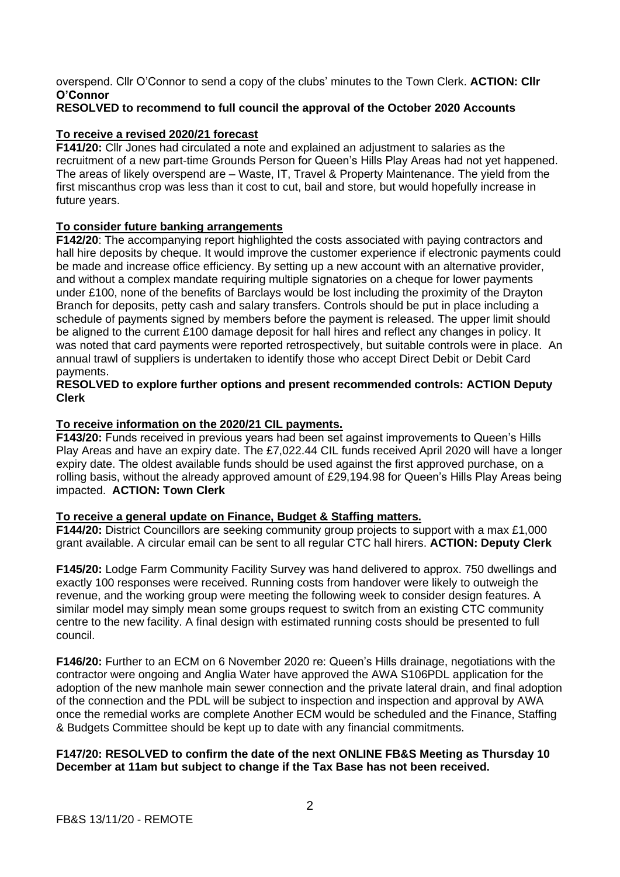overspend. Cllr O'Connor to send a copy of the clubs' minutes to the Town Clerk. **ACTION: Cllr O'Connor**

**RESOLVED to recommend to full council the approval of the October 2020 Accounts**

**To receive a revised 2020/21 forecast**

**F141/20:** Cllr Jones had circulated a note and explained an adjustment to salaries as the recruitment of a new part-time Grounds Person for Queen's Hills Play Areas had not yet happened. The areas of likely overspend are – Waste, IT, Travel & Property Maintenance. The yield from the first miscanthus crop was less than it cost to cut, bail and store, but would hopefully increase in future years.

**To consider future banking arrangements**

**F142/20**: The accompanying report highlighted the costs associated with paying contractors and hall hire deposits by cheque. It would improve the customer experience if electronic payments could be made and increase office efficiency. By setting up a new account with an alternative provider, and without a complex mandate requiring multiple signatories on a cheque for lower payments under £100, none of the benefits of Barclays would be lost including the proximity of the Drayton Branch for deposits, petty cash and salary transfers. Controls should be put in place including a schedule of payments signed by members before the payment is released. The upper limit should be aligned to the current £100 damage deposit for hall hires and reflect any changes in policy. It was noted that card payments were reported retrospectively, but suitable controls were in place. An annual trawl of suppliers is undertaken to identify those who accept Direct Debit or Debit Card payments.

**RESOLVED to explore further options and present recommended controls: ACTION Deputy Clerk**

**To receive information on the 2020/21 CIL payments.**

**F143/20:** Funds received in previous years had been set against improvements to Queen's Hills Play Areas and have an expiry date. The £7,022.44 CIL funds received April 2020 will have a longer expiry date. The oldest available funds should be used against the first approved purchase, on a rolling basis, without the already approved amount of £29,194.98 for Queen's Hills Play Areas being impacted. **ACTION: Town Clerk**

**To receive a general update on Finance, Budget & Staffing matters.**

**F144/20:** District Councillors are seeking community group projects to support with a max £1,000 grant available. A circular email can be sent to all regular CTC hall hirers. **ACTION: Deputy Clerk**

**F145/20:** Lodge Farm Community Facility Survey was hand delivered to approx. 750 dwellings and exactly 100 responses were received. Running costs from handover were likely to outweigh the revenue, and the working group were meeting the following week to consider design features. A similar model may simply mean some groups request to switch from an existing CTC community centre to the new facility. A final design with estimated running costs should be presented to full council.

**F146/20:** Further to an ECM on 6 November 2020 re: Queen's Hills drainage, negotiations with the contractor were ongoing and Anglia Water have approved the AWA S106PDL application for the adoption of the new manhole main sewer connection and the private lateral drain, and final adoption of the connection and the PDL will be subject to inspection and inspection and approval by AWA once the remedial works are complete Another ECM would be scheduled and the Finance, Staffing & Budgets Committee should be kept up to date with any financial commitments.

**F147/20: RESOLVED to confirm the date of the next ONLINE FB&S Meeting as Thursday 10 December at 11am but subject to change if the Tax Base has not been received.**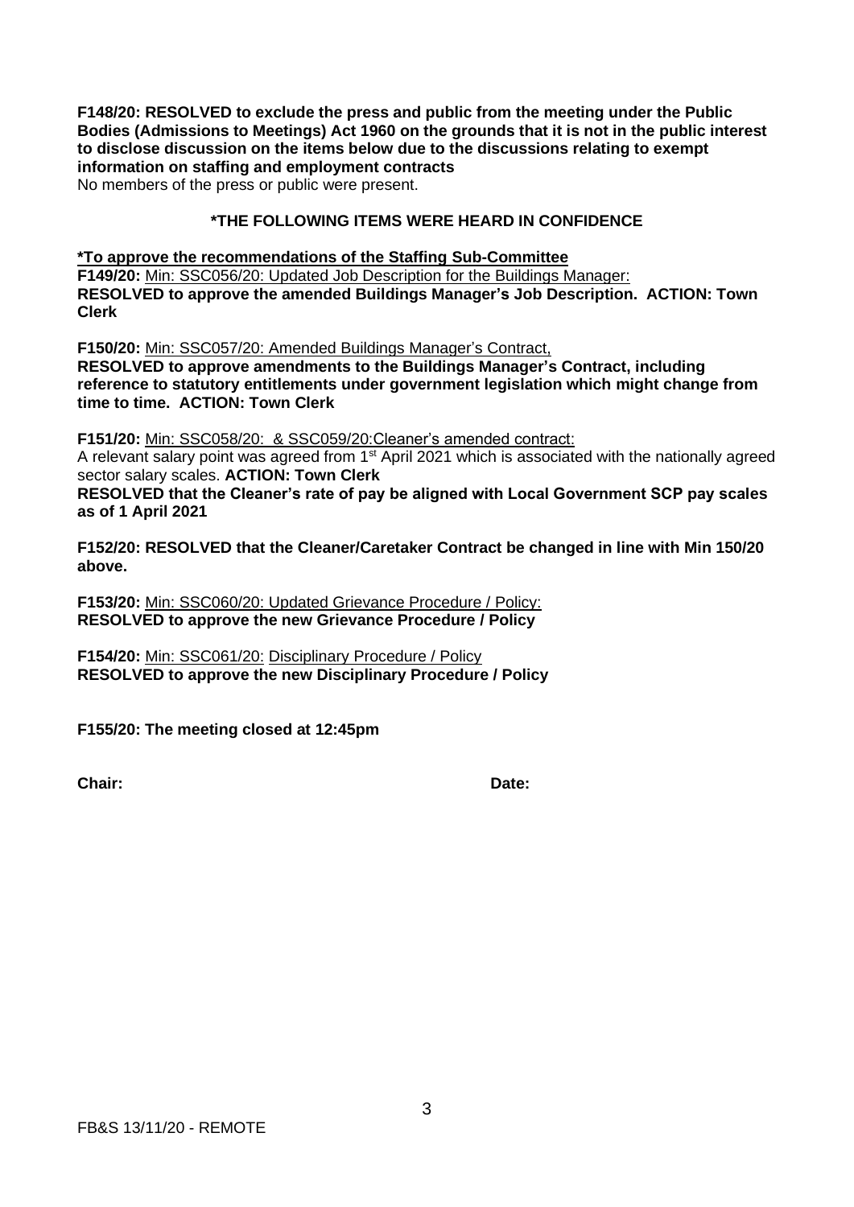**F148/20: RESOLVED to exclude the press and public from the meeting under the Public Bodies (Admissions to Meetings) Act 1960 on the grounds that it is not in the public interest to disclose discussion on the items below due to the discussions relating to exempt information on staffing and employment contracts**
No members of the press or public were present.

**\*THE FOLLOWING ITEMS WERE HEARD IN CONFIDENCE**

**\*To approve the recommendations of the Staffing Sub-Committee**
**F149/20:** Min: SSC056/20: Updated Job Description for the Buildings Manager:
**RESOLVED to approve the amended Buildings Manager's Job Description. ACTION: Town Clerk**

**F150/20:** Min: SSC057/20: Amended Buildings Manager's Contract,
**RESOLVED to approve amendments to the Buildings Manager's Contract, including reference to statutory entitlements under government legislation which might change from time to time. ACTION: Town Clerk**

**F151/20:** Min: SSC058/20: & SSC059/20:Cleaner's amended contract:
A relevant salary point was agreed from 1st April 2021 which is associated with the nationally agreed sector salary scales. **ACTION: Town Clerk**
**RESOLVED that the Cleaner's rate of pay be aligned with Local Government SCP pay scales as of 1 April 2021**

**F152/20: RESOLVED that the Cleaner/Caretaker Contract be changed in line with Min 150/20 above.**

**F153/20:** Min: SSC060/20: Updated Grievance Procedure / Policy:
**RESOLVED to approve the new Grievance Procedure / Policy**

**F154/20:** Min: SSC061/20: Disciplinary Procedure / Policy
**RESOLVED to approve the new Disciplinary Procedure / Policy**

**F155/20: The meeting closed at 12:45pm**

**Chair:** **Date:**

FB&S 13/11/20 - REMOTE